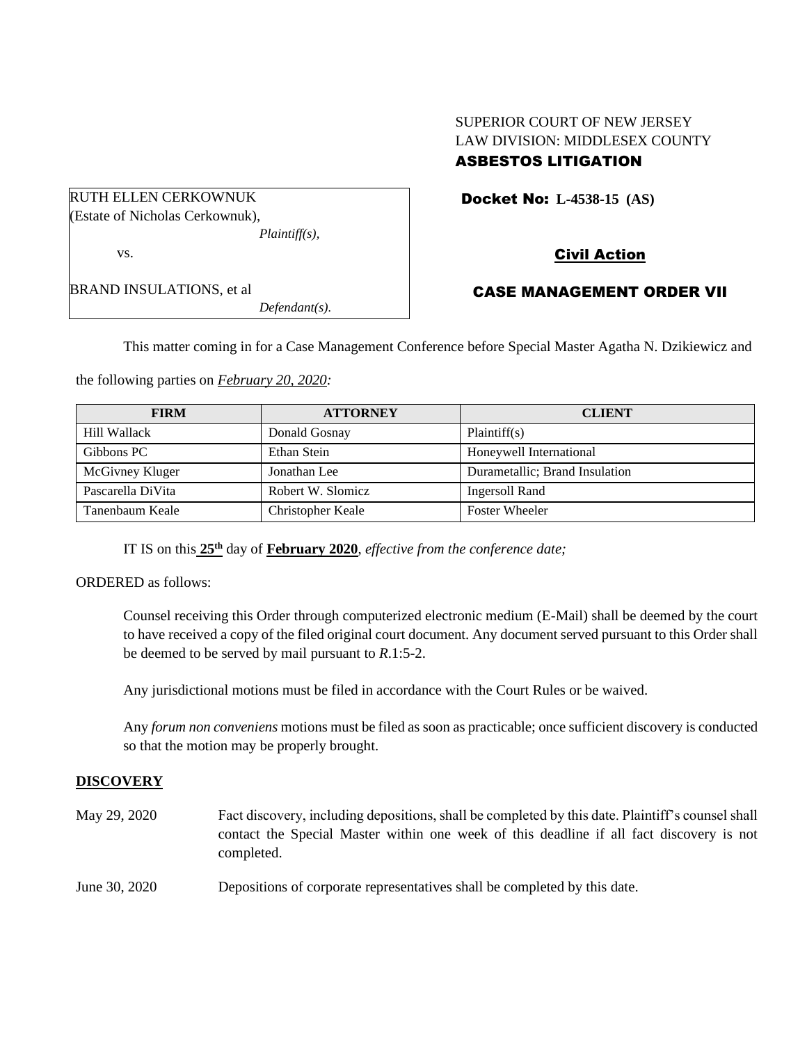SUPERIOR COURT OF NEW JERSEY
LAW DIVISION: MIDDLESEX COUNTY
**ASBESTOS LITIGATION**

RUTH ELLEN CERKOWNUK
(Estate of Nicholas Cerkownuk),
*Plaintiff(s),*

vs.

BRAND INSULATIONS, et al
*Defendant(s).*

**Docket No: L-4538-15 (AS)**

**Civil Action**

**CASE MANAGEMENT ORDER VII**

This matter coming in for a Case Management Conference before Special Master Agatha N. Dzikiewicz and the following parties on *February 20, 2020:*

| FIRM | ATTORNEY | CLIENT |
|---|---|---|
| Hill Wallack | Donald Gosnay | Plaintiff(s) |
| Gibbons PC | Ethan Stein | Honeywell International |
| McGivney Kluger | Jonathan Lee | Durametallic; Brand Insulation |
| Pascarella DiVita | Robert W. Slomicz | Ingersoll Rand |
| Tanenbaum Keale | Christopher Keale | Foster Wheeler |

IT IS on this **25th** day of **February 2020**, *effective from the conference date;*

ORDERED as follows:

Counsel receiving this Order through computerized electronic medium (E-Mail) shall be deemed by the court to have received a copy of the filed original court document. Any document served pursuant to this Order shall be deemed to be served by mail pursuant to *R*.1:5-2.

Any jurisdictional motions must be filed in accordance with the Court Rules or be waived.

Any *forum non conveniens* motions must be filed as soon as practicable; once sufficient discovery is conducted so that the motion may be properly brought.

**DISCOVERY**

May 29, 2020 — Fact discovery, including depositions, shall be completed by this date. Plaintiff's counsel shall contact the Special Master within one week of this deadline if all fact discovery is not completed.

June 30, 2020 — Depositions of corporate representatives shall be completed by this date.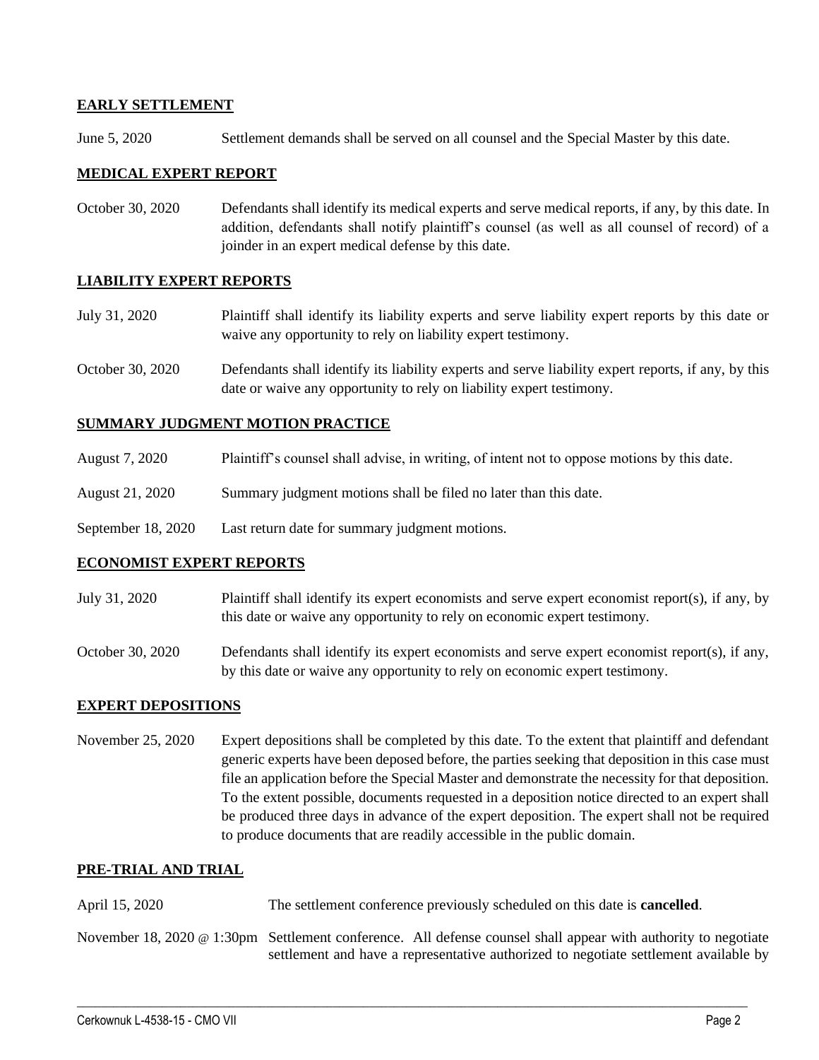## EARLY SETTLEMENT

June 5, 2020 Settlement demands shall be served on all counsel and the Special Master by this date.

## MEDICAL EXPERT REPORT

October 30, 2020 Defendants shall identify its medical experts and serve medical reports, if any, by this date. In addition, defendants shall notify plaintiff's counsel (as well as all counsel of record) of a joinder in an expert medical defense by this date.

## LIABILITY EXPERT REPORTS

July 31, 2020 Plaintiff shall identify its liability experts and serve liability expert reports by this date or waive any opportunity to rely on liability expert testimony.

October 30, 2020 Defendants shall identify its liability experts and serve liability expert reports, if any, by this date or waive any opportunity to rely on liability expert testimony.

## SUMMARY JUDGMENT MOTION PRACTICE

August 7, 2020 Plaintiff's counsel shall advise, in writing, of intent not to oppose motions by this date.

August 21, 2020 Summary judgment motions shall be filed no later than this date.

September 18, 2020 Last return date for summary judgment motions.

## ECONOMIST EXPERT REPORTS

July 31, 2020 Plaintiff shall identify its expert economists and serve expert economist report(s), if any, by this date or waive any opportunity to rely on economic expert testimony.

October 30, 2020 Defendants shall identify its expert economists and serve expert economist report(s), if any, by this date or waive any opportunity to rely on economic expert testimony.

## EXPERT DEPOSITIONS

November 25, 2020 Expert depositions shall be completed by this date. To the extent that plaintiff and defendant generic experts have been deposed before, the parties seeking that deposition in this case must file an application before the Special Master and demonstrate the necessity for that deposition. To the extent possible, documents requested in a deposition notice directed to an expert shall be produced three days in advance of the expert deposition. The expert shall not be required to produce documents that are readily accessible in the public domain.

## PRE-TRIAL AND TRIAL

April 15, 2020 The settlement conference previously scheduled on this date is **cancelled**.

November 18, 2020 @ 1:30pm Settlement conference. All defense counsel shall appear with authority to negotiate settlement and have a representative authorized to negotiate settlement available by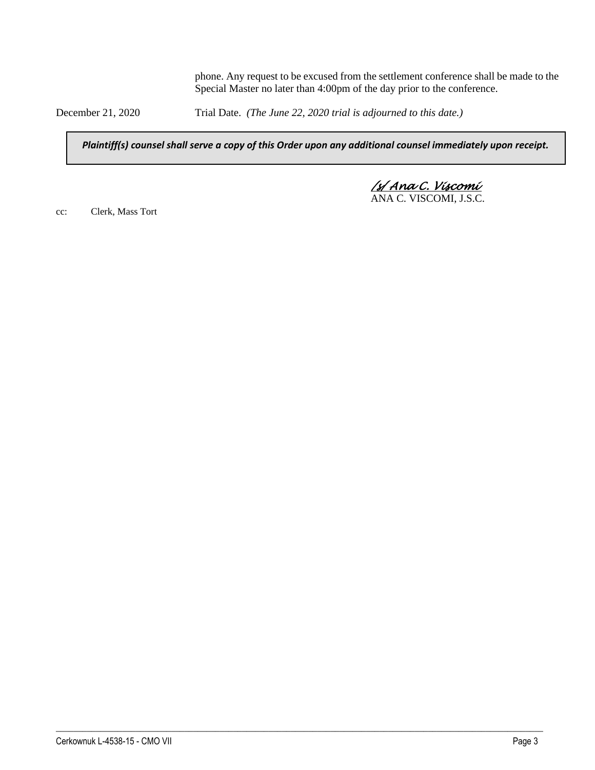phone. Any request to be excused from the settlement conference shall be made to the Special Master no later than 4:00pm of the day prior to the conference.

| | |
|---|---|
| December 21, 2020 | Trial Date. *(The June 22, 2020 trial is adjourned to this date.)* |

***Plaintiff(s) counsel shall serve a copy of this Order upon any additional counsel immediately upon receipt.***

*/s/ Ana C. Viscomi*
ANA C. VISCOMI, J.S.C.

cc: Clerk, Mass Tort